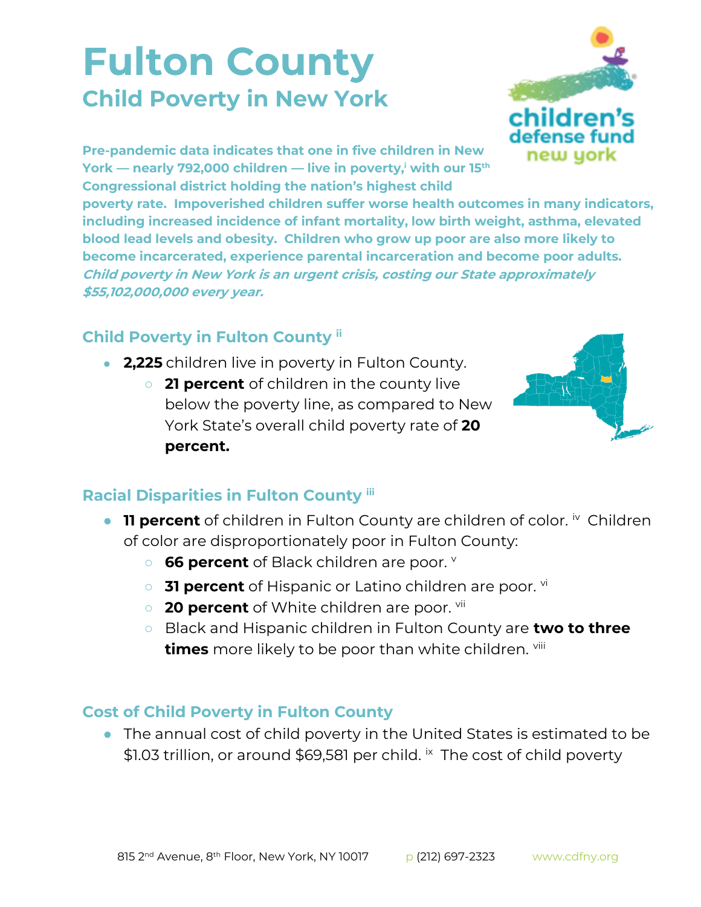# Fulton County

## Child Poverty in New York

**Pre-pandemic data indicates that one in five children in New York — nearly 792,000 children — live in poverty,[i] with our 15th Congressional district holding the nation's highest child poverty rate. Impoverished children suffer worse health outcomes in many indicators, including increased incidence of infant mortality, low birth weight, asthma, elevated blood lead levels and obesity. Children who grow up poor are also more likely to become incarcerated, experience parental incarceration and become poor adults.** ***Child poverty in New York is an urgent crisis, costing our State approximately $55,102,000,000 every year.***

### Child Poverty in Fulton County [ii]

- **2,225** children live in poverty in Fulton County.
  - **21 percent** of children in the county live below the poverty line, as compared to New York State's overall child poverty rate of **20 percent.**

### Racial Disparities in Fulton County [iii]

- **11 percent** of children in Fulton County are children of color. [iv] Children of color are disproportionately poor in Fulton County:
  - **66 percent** of Black children are poor. [v]
  - **31 percent** of Hispanic or Latino children are poor. [vi]
  - **20 percent** of White children are poor. [vii]
  - Black and Hispanic children in Fulton County are **two to three times** more likely to be poor than white children. [viii]

### Cost of Child Poverty in Fulton County

- The annual cost of child poverty in the United States is estimated to be $1.03 trillion, or around $69,581 per child. [ix] The cost of child poverty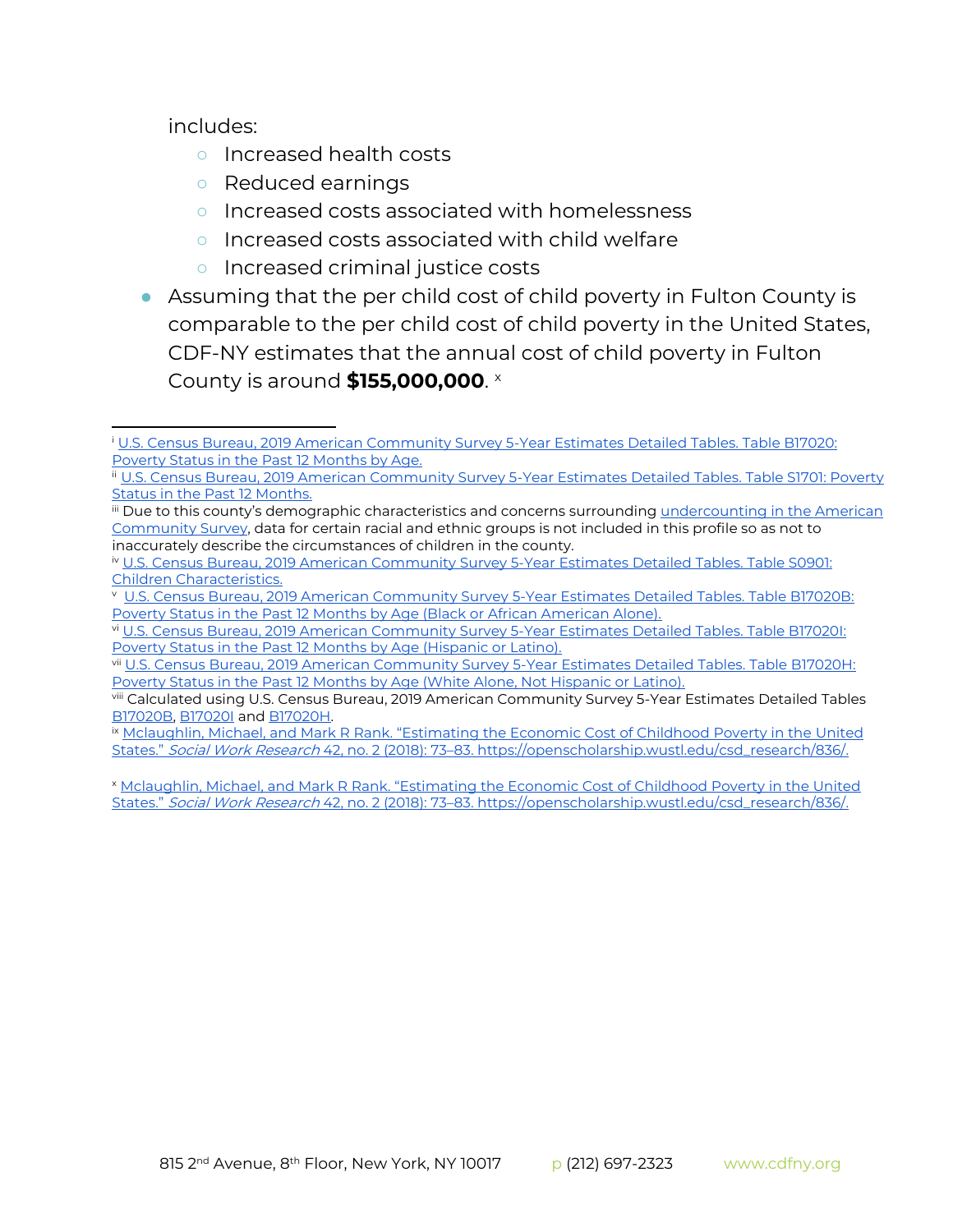includes:

   - Increased health costs
   - Reduced earnings
   - Increased costs associated with homelessness
   - Increased costs associated with child welfare
   - Increased criminal justice costs

- Assuming that the per child cost of child poverty in Fulton County is comparable to the per child cost of child poverty in the United States, CDF-NY estimates that the annual cost of child poverty in Fulton County is around **$155,000,000**. [x]

---

[i] U.S. Census Bureau, 2019 American Community Survey 5-Year Estimates Detailed Tables. Table B17020: Poverty Status in the Past 12 Months by Age.

[ii] U.S. Census Bureau, 2019 American Community Survey 5-Year Estimates Detailed Tables. Table S1701: Poverty Status in the Past 12 Months.

[iii] Due to this county's demographic characteristics and concerns surrounding undercounting in the American Community Survey, data for certain racial and ethnic groups is not included in this profile so as not to inaccurately describe the circumstances of children in the county.

[iv] U.S. Census Bureau, 2019 American Community Survey 5-Year Estimates Detailed Tables. Table S0901: Children Characteristics.

[v] U.S. Census Bureau, 2019 American Community Survey 5-Year Estimates Detailed Tables. Table B17020B: Poverty Status in the Past 12 Months by Age (Black or African American Alone).

[vi] U.S. Census Bureau, 2019 American Community Survey 5-Year Estimates Detailed Tables. Table B17020I: Poverty Status in the Past 12 Months by Age (Hispanic or Latino).

[vii] U.S. Census Bureau, 2019 American Community Survey 5-Year Estimates Detailed Tables. Table B17020H: Poverty Status in the Past 12 Months by Age (White Alone, Not Hispanic or Latino).

[viii] Calculated using U.S. Census Bureau, 2019 American Community Survey 5-Year Estimates Detailed Tables B17020B, B17020I and B17020H.

[ix] Mclaughlin, Michael, and Mark R Rank. "Estimating the Economic Cost of Childhood Poverty in the United States." *Social Work Research* 42, no. 2 (2018): 73–83. https://openscholarship.wustl.edu/csd_research/836/.

[x] Mclaughlin, Michael, and Mark R Rank. "Estimating the Economic Cost of Childhood Poverty in the United States." *Social Work Research* 42, no. 2 (2018): 73–83. https://openscholarship.wustl.edu/csd_research/836/.